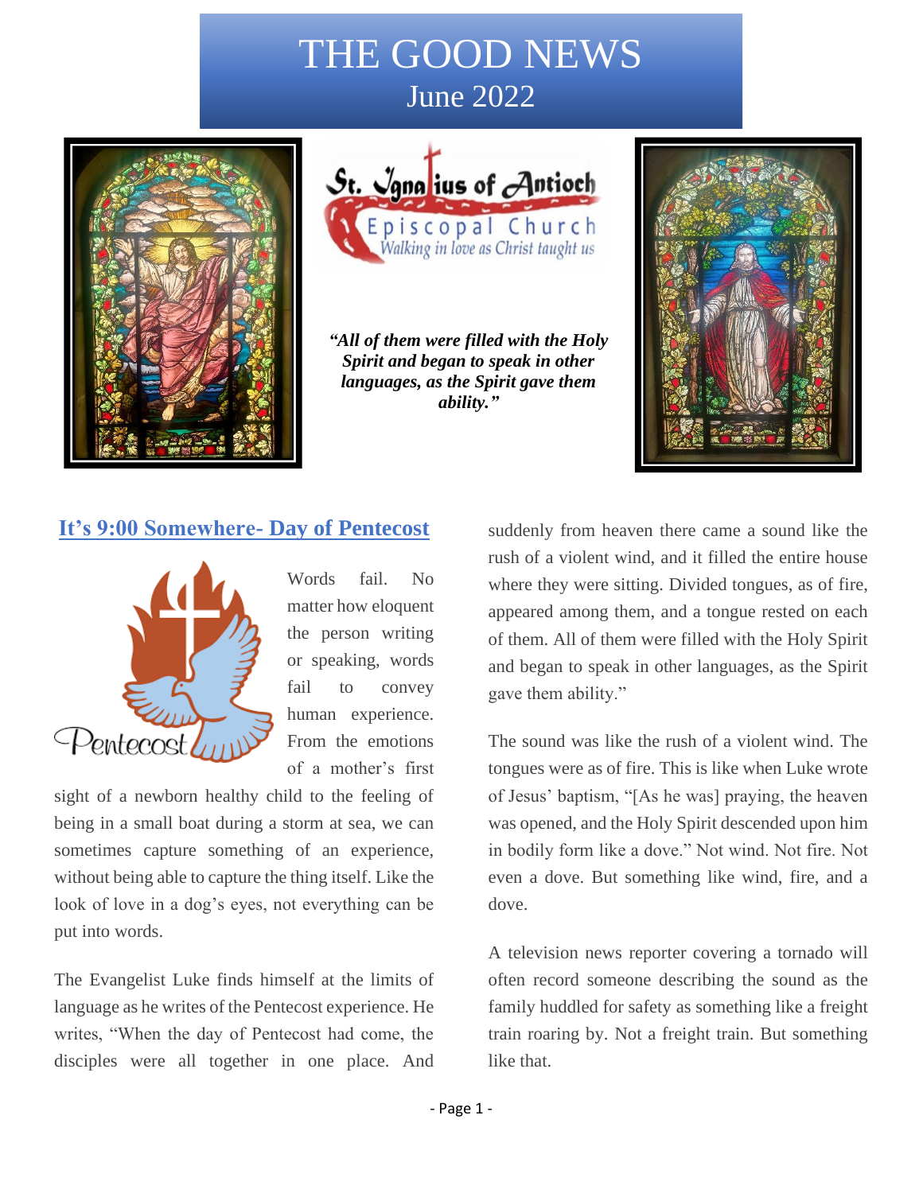# THE GOOD NEWS
## June 2022

St. Ignatius of Antioch Episcopal Church
*Walking in love as Christ taught us*

***"All of them were filled with the Holy Spirit and began to speak in other languages, as the Spirit gave them ability."***

## It's 9:00 Somewhere- Day of Pentecost

Words fail. No matter how eloquent the person writing or speaking, words fail to convey human experience. From the emotions of a mother's first sight of a newborn healthy child to the feeling of being in a small boat during a storm at sea, we can sometimes capture something of an experience, without being able to capture the thing itself. Like the look of love in a dog's eyes, not everything can be put into words.

The Evangelist Luke finds himself at the limits of language as he writes of the Pentecost experience. He writes, "When the day of Pentecost had come, the disciples were all together in one place. And suddenly from heaven there came a sound like the rush of a violent wind, and it filled the entire house where they were sitting. Divided tongues, as of fire, appeared among them, and a tongue rested on each of them. All of them were filled with the Holy Spirit and began to speak in other languages, as the Spirit gave them ability."

The sound was like the rush of a violent wind. The tongues were as of fire. This is like when Luke wrote of Jesus' baptism, "[As he was] praying, the heaven was opened, and the Holy Spirit descended upon him in bodily form like a dove." Not wind. Not fire. Not even a dove. But something like wind, fire, and a dove.

A television news reporter covering a tornado will often record someone describing the sound as the family huddled for safety as something like a freight train roaring by. Not a freight train. But something like that.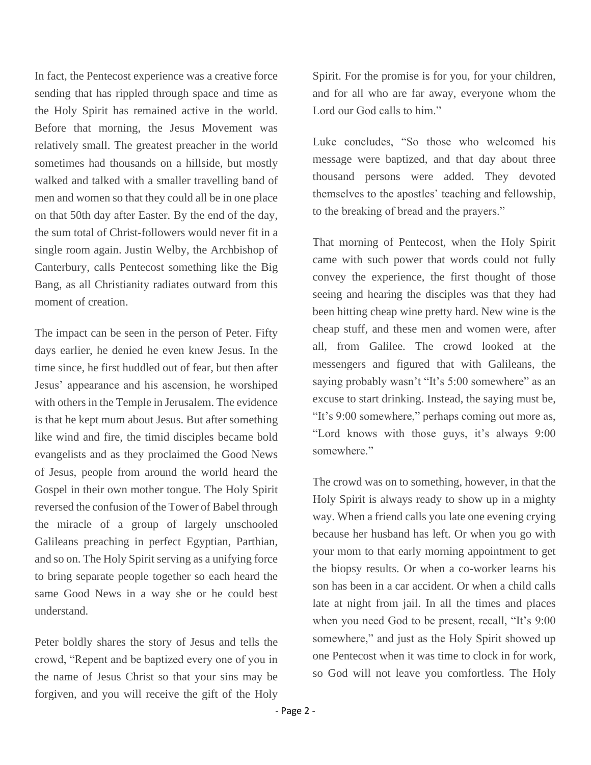In fact, the Pentecost experience was a creative force sending that has rippled through space and time as the Holy Spirit has remained active in the world. Before that morning, the Jesus Movement was relatively small. The greatest preacher in the world sometimes had thousands on a hillside, but mostly walked and talked with a smaller travelling band of men and women so that they could all be in one place on that 50th day after Easter. By the end of the day, the sum total of Christ-followers would never fit in a single room again. Justin Welby, the Archbishop of Canterbury, calls Pentecost something like the Big Bang, as all Christianity radiates outward from this moment of creation.

The impact can be seen in the person of Peter. Fifty days earlier, he denied he even knew Jesus. In the time since, he first huddled out of fear, but then after Jesus' appearance and his ascension, he worshiped with others in the Temple in Jerusalem. The evidence is that he kept mum about Jesus. But after something like wind and fire, the timid disciples became bold evangelists and as they proclaimed the Good News of Jesus, people from around the world heard the Gospel in their own mother tongue. The Holy Spirit reversed the confusion of the Tower of Babel through the miracle of a group of largely unschooled Galileans preaching in perfect Egyptian, Parthian, and so on. The Holy Spirit serving as a unifying force to bring separate people together so each heard the same Good News in a way she or he could best understand.

Peter boldly shares the story of Jesus and tells the crowd, "Repent and be baptized every one of you in the name of Jesus Christ so that your sins may be forgiven, and you will receive the gift of the Holy Spirit. For the promise is for you, for your children, and for all who are far away, everyone whom the Lord our God calls to him."

Luke concludes, "So those who welcomed his message were baptized, and that day about three thousand persons were added. They devoted themselves to the apostles' teaching and fellowship, to the breaking of bread and the prayers."

That morning of Pentecost, when the Holy Spirit came with such power that words could not fully convey the experience, the first thought of those seeing and hearing the disciples was that they had been hitting cheap wine pretty hard. New wine is the cheap stuff, and these men and women were, after all, from Galilee. The crowd looked at the messengers and figured that with Galileans, the saying probably wasn't "It's 5:00 somewhere" as an excuse to start drinking. Instead, the saying must be, "It's 9:00 somewhere," perhaps coming out more as, "Lord knows with those guys, it's always 9:00 somewhere."

The crowd was on to something, however, in that the Holy Spirit is always ready to show up in a mighty way. When a friend calls you late one evening crying because her husband has left. Or when you go with your mom to that early morning appointment to get the biopsy results. Or when a co-worker learns his son has been in a car accident. Or when a child calls late at night from jail. In all the times and places when you need God to be present, recall, "It's 9:00 somewhere," and just as the Holy Spirit showed up one Pentecost when it was time to clock in for work, so God will not leave you comfortless. The Holy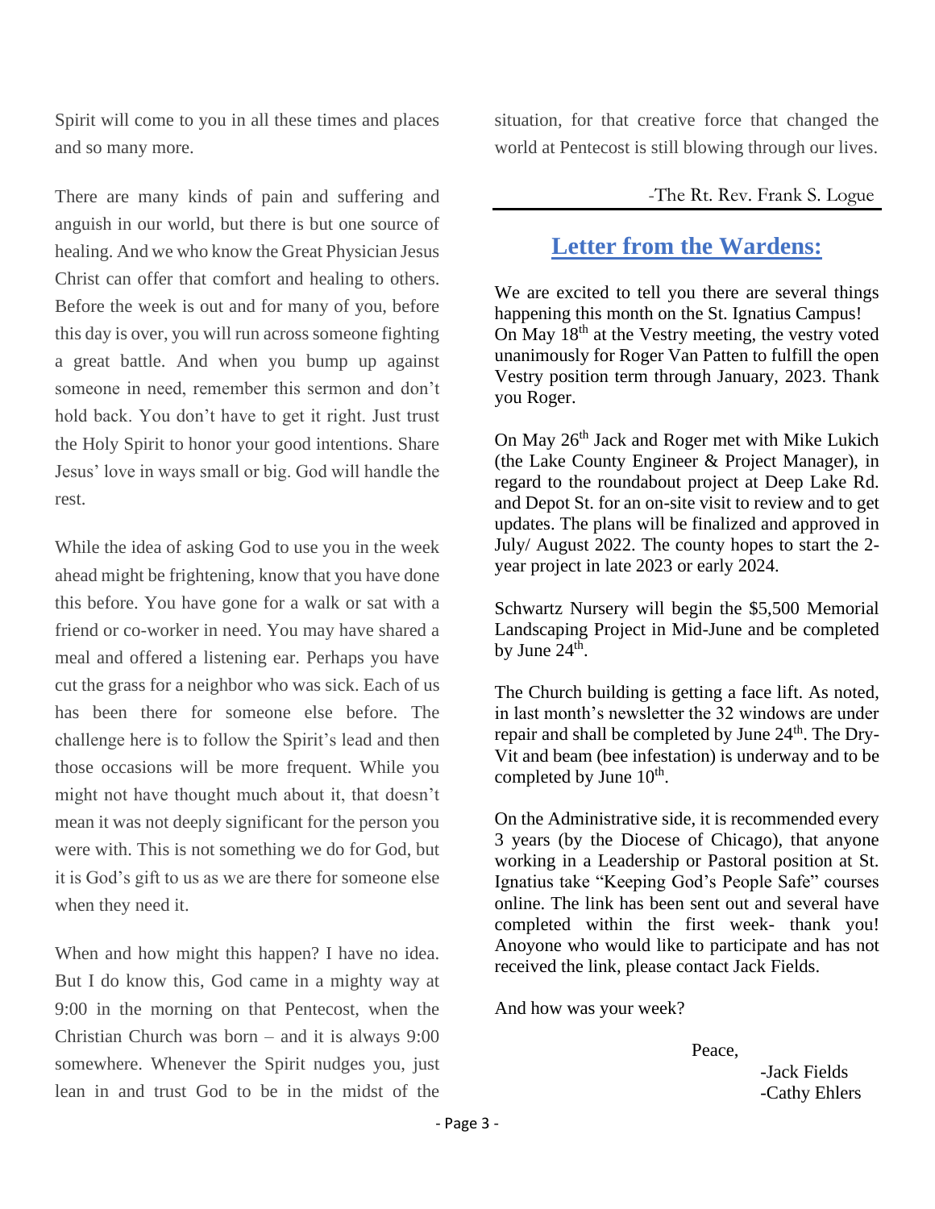Spirit will come to you in all these times and places and so many more.

There are many kinds of pain and suffering and anguish in our world, but there is but one source of healing. And we who know the Great Physician Jesus Christ can offer that comfort and healing to others. Before the week is out and for many of you, before this day is over, you will run across someone fighting a great battle. And when you bump up against someone in need, remember this sermon and don't hold back. You don't have to get it right. Just trust the Holy Spirit to honor your good intentions. Share Jesus' love in ways small or big. God will handle the rest.

While the idea of asking God to use you in the week ahead might be frightening, know that you have done this before. You have gone for a walk or sat with a friend or co-worker in need. You may have shared a meal and offered a listening ear. Perhaps you have cut the grass for a neighbor who was sick. Each of us has been there for someone else before. The challenge here is to follow the Spirit's lead and then those occasions will be more frequent. While you might not have thought much about it, that doesn't mean it was not deeply significant for the person you were with. This is not something we do for God, but it is God's gift to us as we are there for someone else when they need it.

When and how might this happen? I have no idea. But I do know this, God came in a mighty way at 9:00 in the morning on that Pentecost, when the Christian Church was born – and it is always 9:00 somewhere. Whenever the Spirit nudges you, just lean in and trust God to be in the midst of the situation, for that creative force that changed the world at Pentecost is still blowing through our lives.

-The Rt. Rev. Frank S. Logue

---

## Letter from the Wardens:

We are excited to tell you there are several things happening this month on the St. Ignatius Campus! On May 18th at the Vestry meeting, the vestry voted unanimously for Roger Van Patten to fulfill the open Vestry position term through January, 2023. Thank you Roger.

On May 26th Jack and Roger met with Mike Lukich (the Lake County Engineer & Project Manager), in regard to the roundabout project at Deep Lake Rd. and Depot St. for an on-site visit to review and to get updates. The plans will be finalized and approved in July/ August 2022. The county hopes to start the 2-year project in late 2023 or early 2024.

Schwartz Nursery will begin the $5,500 Memorial Landscaping Project in Mid-June and be completed by June 24th.

The Church building is getting a face lift. As noted, in last month's newsletter the 32 windows are under repair and shall be completed by June 24th. The Dry-Vit and beam (bee infestation) is underway and to be completed by June 10th.

On the Administrative side, it is recommended every 3 years (by the Diocese of Chicago), that anyone working in a Leadership or Pastoral position at St. Ignatius take "Keeping God's People Safe" courses online. The link has been sent out and several have completed within the first week- thank you! Anoyone who would like to participate and has not received the link, please contact Jack Fields.

And how was your week?

Peace,

-Jack Fields
-Cathy Ehlers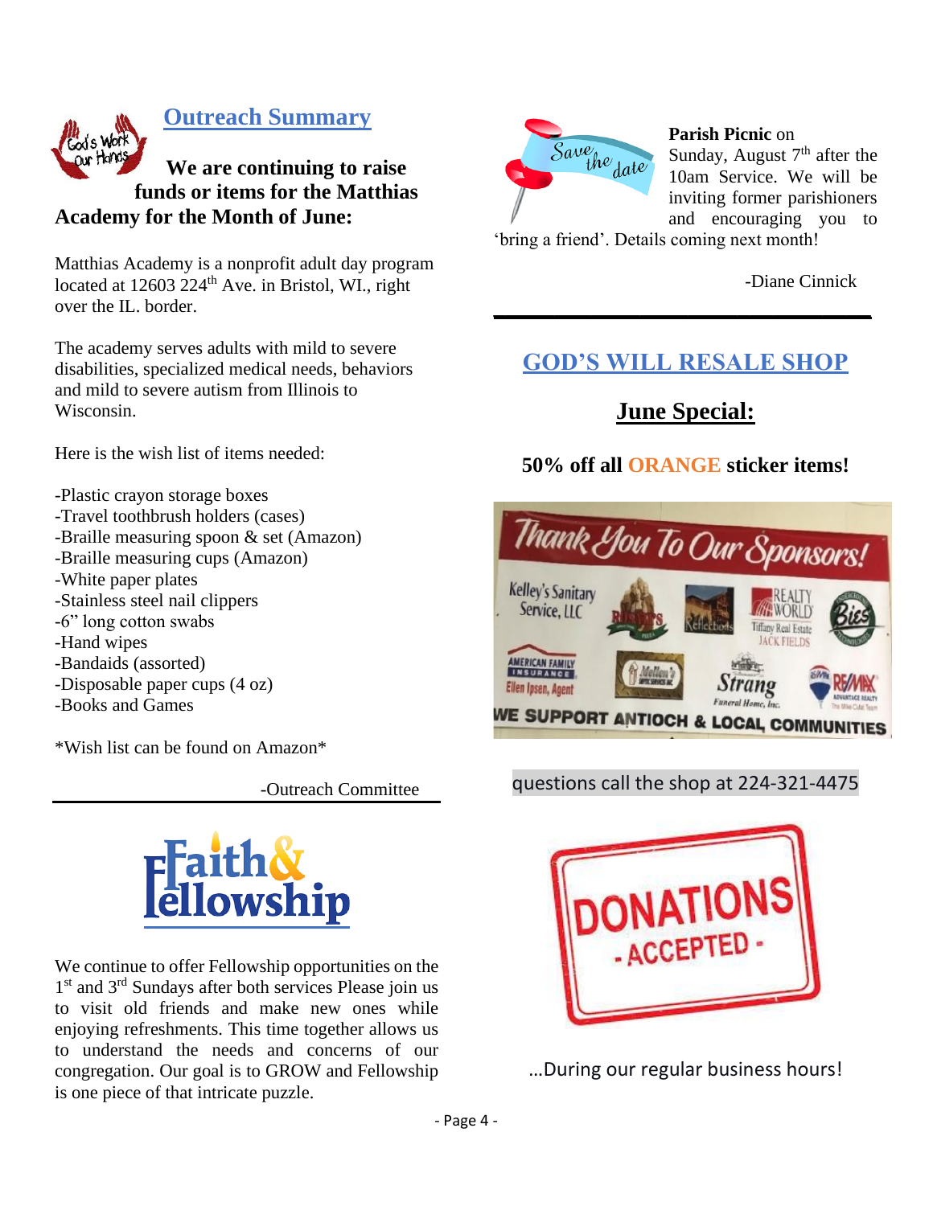## Outreach Summary

**We are continuing to raise funds or items for the Matthias Academy for the Month of June:**

Matthias Academy is a nonprofit adult day program located at 12603 224th Ave. in Bristol, WI., right over the IL. border.

The academy serves adults with mild to severe disabilities, specialized medical needs, behaviors and mild to severe autism from Illinois to Wisconsin.

Here is the wish list of items needed:

- Plastic crayon storage boxes
- Travel toothbrush holders (cases)
- Braille measuring spoon & set (Amazon)
- Braille measuring cups (Amazon)
- White paper plates
- Stainless steel nail clippers
- 6" long cotton swabs
- Hand wipes
- Bandaids (assorted)
- Disposable paper cups (4 oz)
- Books and Games

*Wish list can be found on Amazon*

-Outreach Committee

---

## Faith & Fellowship

We continue to offer Fellowship opportunities on the 1st and 3rd Sundays after both services Please join us to visit old friends and make new ones while enjoying refreshments. This time together allows us to understand the needs and concerns of our congregation. Our goal is to GROW and Fellowship is one piece of that intricate puzzle.

---

Save the date

**Parish Picnic** on Sunday, August 7th after the 10am Service. We will be inviting former parishioners and encouraging you to 'bring a friend'. Details coming next month!

-Diane Cinnick

---

## GOD'S WILL RESALE SHOP

### June Special:

**50% off all ORANGE sticker items!**

Thank You To Our Sponsors!

Kelley's Sanitary Service, LLC · Reflections · Realty World Tiffany Real Estate Jack Fields · Bies · American Family Insurance Ellen Ipsen, Agent · Mellon's · Strang Funeral Home, Inc. · RE/MAX Advantage Realty

WE SUPPORT ANTIOCH & LOCAL COMMUNITIES

questions call the shop at 224-321-4475

DONATIONS - ACCEPTED -

...During our regular business hours!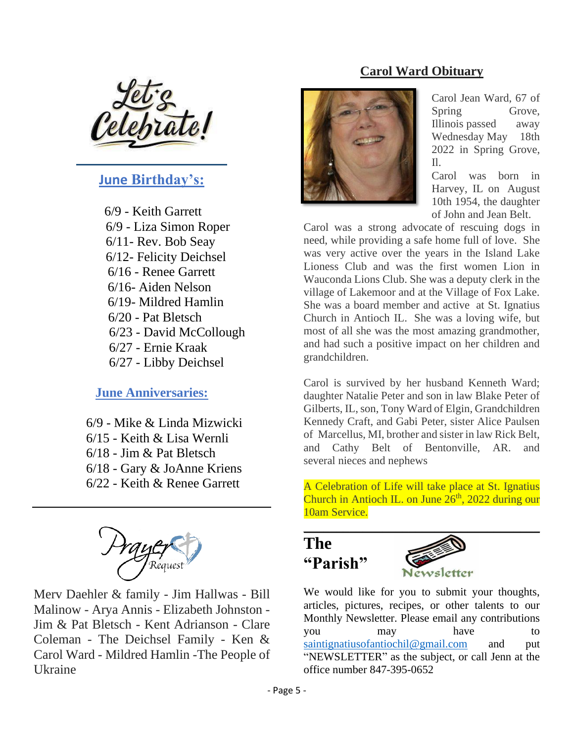Let's Celebrate!

## June Birthday's:

6/9 - Keith Garrett
6/9 - Liza Simon Roper
6/11- Rev. Bob Seay
6/12- Felicity Deichsel
6/16 - Renee Garrett
6/16- Aiden Nelson
6/19- Mildred Hamlin
6/20 - Pat Bletsch
6/23 - David McCollough
6/27 - Ernie Kraak
6/27 - Libby Deichsel

## June Anniversaries:

6/9 - Mike & Linda Mizwicki
6/15 - Keith & Lisa Wernli
6/18 - Jim & Pat Bletsch
6/18 - Gary & JoAnne Kriens
6/22 - Keith & Renee Garrett

## Prayer Request

Merv Daehler & family - Jim Hallwas - Bill Malinow - Arya Annis - Elizabeth Johnston - Jim & Pat Bletsch - Kent Adrianson - Clare Coleman - The Deichsel Family - Ken & Carol Ward - Mildred Hamlin -The People of Ukraine

## Carol Ward Obituary

Carol Jean Ward, 67 of Spring Grove, Illinois passed away Wednesday May 18th 2022 in Spring Grove, Il.

Carol was born in Harvey, IL on August 10th 1954, the daughter of John and Jean Belt.

Carol was a strong advocate of rescuing dogs in need, while providing a safe home full of love. She was very active over the years in the Island Lake Lioness Club and was the first women Lion in Wauconda Lions Club. She was a deputy clerk in the village of Lakemoor and at the Village of Fox Lake. She was a board member and active at St. Ignatius Church in Antioch IL. She was a loving wife, but most of all she was the most amazing grandmother, and had such a positive impact on her children and grandchildren.

Carol is survived by her husband Kenneth Ward; daughter Natalie Peter and son in law Blake Peter of Gilberts, IL, son, Tony Ward of Elgin, Grandchildren Kennedy Craft, and Gabi Peter, sister Alice Paulsen of Marcellus, MI, brother and sister in law Rick Belt, and Cathy Belt of Bentonville, AR. and several nieces and nephews

A Celebration of Life will take place at St. Ignatius Church in Antioch IL. on June 26th, 2022 during our 10am Service.

## The "Parish" Newsletter

We would like for you to submit your thoughts, articles, pictures, recipes, or other talents to our Monthly Newsletter. Please email any contributions you may have to saintignatiusofantiochil@gmail.com and put "NEWSLETTER" as the subject, or call Jenn at the office number 847-395-0652